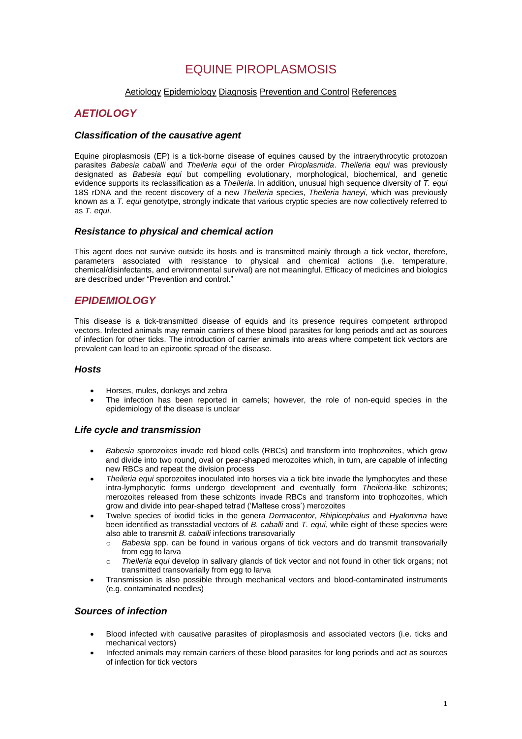# EQUINE PIROPLASMOSIS

Aetiology Epidemiology Diagnosis Prevention and Control References

## *AETIOLOGY*

### *Classification of the causative agent*

Equine piroplasmosis (EP) is a tick-borne disease of equines caused by the intraerythrocytic protozoan parasites *Babesia caballi* and *Theileria equi* of the order *Piroplasmida*. *Theileria equi* was previously designated as *Babesia equi* but compelling evolutionary, morphological, biochemical, and genetic evidence supports its reclassification as a *Theileria*. In addition, unusual high sequence diversity of *T. equi* 18S rDNA and the recent discovery of a new *Theileria* species, *Theileria haneyi*, which was previously known as a *T. equi* genotytpe, strongly indicate that various cryptic species are now collectively referred to as *T. equi*.

### *Resistance to physical and chemical action*

This agent does not survive outside its hosts and is transmitted mainly through a tick vector, therefore, parameters associated with resistance to physical and chemical actions (i.e. temperature, chemical/disinfectants, and environmental survival) are not meaningful. Efficacy of medicines and biologics are described under "Prevention and control."

## *EPIDEMIOLOGY*

This disease is a tick-transmitted disease of equids and its presence requires competent arthropod vectors. Infected animals may remain carriers of these blood parasites for long periods and act as sources of infection for other ticks. The introduction of carrier animals into areas where competent tick vectors are prevalent can lead to an epizootic spread of the disease.

### *Hosts*

- Horses, mules, donkeys and zebra
- The infection has been reported in camels; however, the role of non-equid species in the epidemiology of the disease is unclear

### *Life cycle and transmission*

- *Babesia* sporozoites invade red blood cells (RBCs) and transform into trophozoites, which grow and divide into two round, oval or pear-shaped merozoites which, in turn, are capable of infecting new RBCs and repeat the division process
- *Theileria equi* sporozoites inoculated into horses via a tick bite invade the lymphocytes and these intra-lymphocytic forms undergo development and eventually form *Theileria*-like schizonts; merozoites released from these schizonts invade RBCs and transform into trophozoites, which grow and divide into pear-shaped tetrad ('Maltese cross') merozoites
- Twelve species of ixodid ticks in the genera *Dermacentor*, *Rhipicephalus* and *Hyalomma* have been identified as transstadial vectors of *B. caballi* and *T. equi*, while eight of these species were also able to transmit *B. caballi* infections transovarially
  - *Babesia* spp. can be found in various organs of tick vectors and do transmit transovarially from egg to larva
  - *Theileria equi* develop in salivary glands of tick vector and not found in other tick organs; not transmitted transovarially from egg to larva
- Transmission is also possible through mechanical vectors and blood-contaminated instruments (e.g. contaminated needles)

### *Sources of infection*

- Blood infected with causative parasites of piroplasmosis and associated vectors (i.e. ticks and mechanical vectors)
- Infected animals may remain carriers of these blood parasites for long periods and act as sources of infection for tick vectors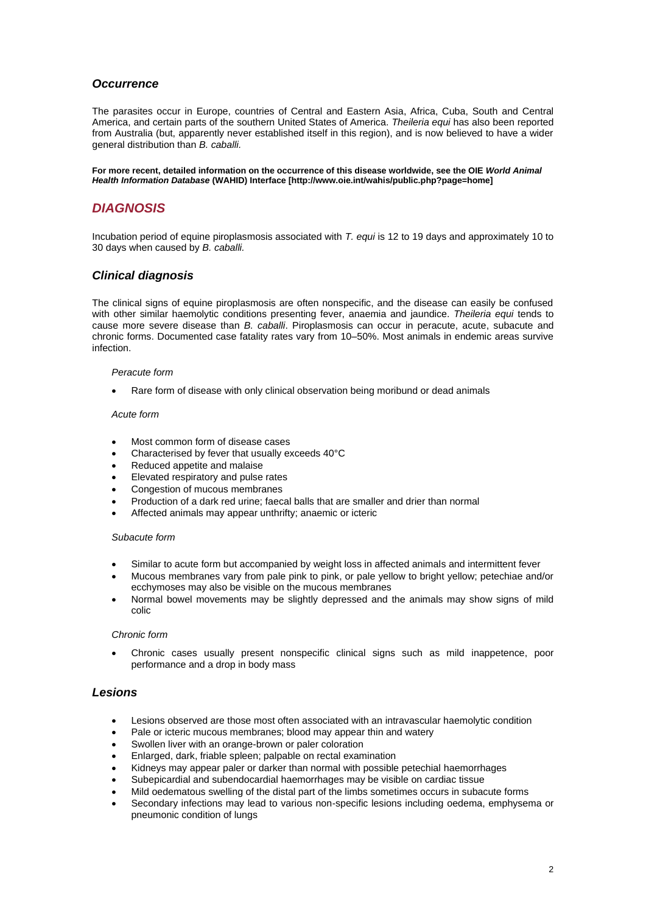### *Occurrence*

The parasites occur in Europe, countries of Central and Eastern Asia, Africa, Cuba, South and Central America, and certain parts of the southern United States of America. *Theileria equi* has also been reported from Australia (but, apparently never established itself in this region), and is now believed to have a wider general distribution than *B. caballi.*

**For more recent, detailed information on the occurrence of this disease worldwide, see the OIE *World Animal Health Information Database* (WAHID) Interface [http://www.oie.int/wahis/public.php?page=home]**

## *DIAGNOSIS*

Incubation period of equine piroplasmosis associated with *T. equi* is 12 to 19 days and approximately 10 to 30 days when caused by *B. caballi.*

### *Clinical diagnosis*

The clinical signs of equine piroplasmosis are often nonspecific, and the disease can easily be confused with other similar haemolytic conditions presenting fever, anaemia and jaundice. *Theileria equi* tends to cause more severe disease than *B. caballi*. Piroplasmosis can occur in peracute, acute, subacute and chronic forms. Documented case fatality rates vary from 10–50%. Most animals in endemic areas survive infection.

*Peracute form*

- Rare form of disease with only clinical observation being moribund or dead animals

*Acute form*

- Most common form of disease cases
- Characterised by fever that usually exceeds 40°C
- Reduced appetite and malaise
- Elevated respiratory and pulse rates
- Congestion of mucous membranes
- Production of a dark red urine; faecal balls that are smaller and drier than normal
- Affected animals may appear unthrifty; anaemic or icteric

*Subacute form*

- Similar to acute form but accompanied by weight loss in affected animals and intermittent fever
- Mucous membranes vary from pale pink to pink, or pale yellow to bright yellow; petechiae and/or ecchymoses may also be visible on the mucous membranes
- Normal bowel movements may be slightly depressed and the animals may show signs of mild colic

*Chronic form*

- Chronic cases usually present nonspecific clinical signs such as mild inappetence, poor performance and a drop in body mass

### *Lesions*

- Lesions observed are those most often associated with an intravascular haemolytic condition
- Pale or icteric mucous membranes; blood may appear thin and watery
- Swollen liver with an orange-brown or paler coloration
- Enlarged, dark, friable spleen; palpable on rectal examination
- Kidneys may appear paler or darker than normal with possible petechial haemorrhages
- Subepicardial and subendocardial haemorrhages may be visible on cardiac tissue
- Mild oedematous swelling of the distal part of the limbs sometimes occurs in subacute forms
- Secondary infections may lead to various non-specific lesions including oedema, emphysema or pneumonic condition of lungs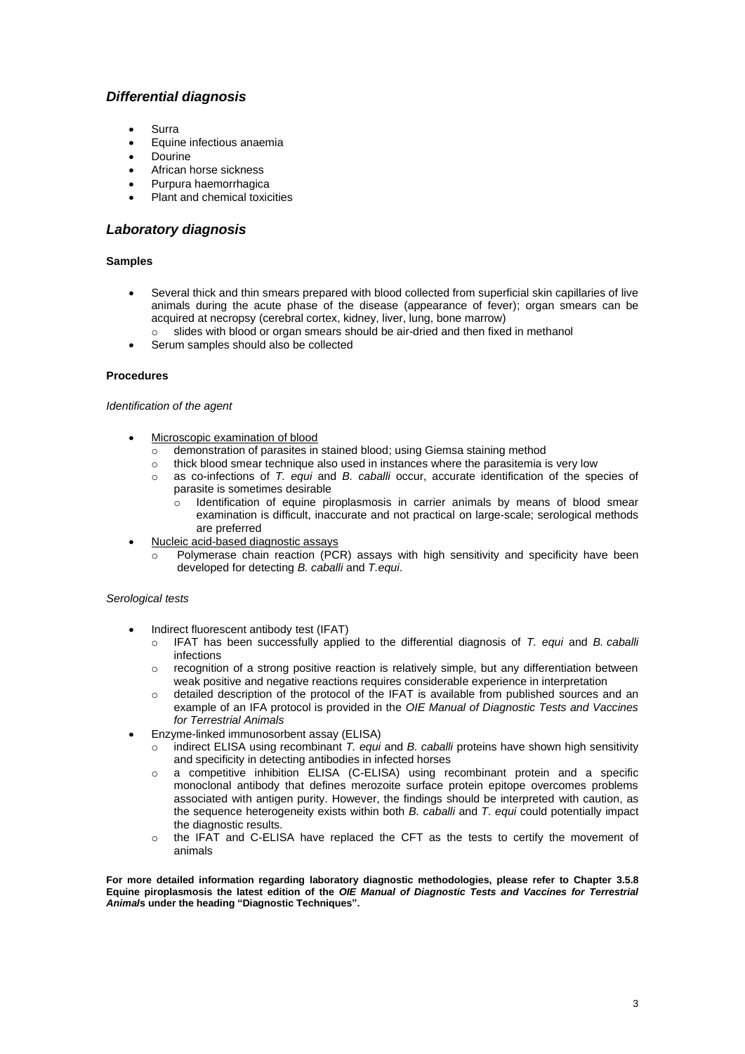## *Differential diagnosis*

- Surra
- Equine infectious anaemia
- Dourine
- African horse sickness
- Purpura haemorrhagica
- Plant and chemical toxicities

## *Laboratory diagnosis*

### Samples

- Several thick and thin smears prepared with blood collected from superficial skin capillaries of live animals during the acute phase of the disease (appearance of fever); organ smears can be acquired at necropsy (cerebral cortex, kidney, liver, lung, bone marrow)
  - slides with blood or organ smears should be air-dried and then fixed in methanol
- Serum samples should also be collected

### Procedures

*Identification of the agent*

- Microscopic examination of blood
  - demonstration of parasites in stained blood; using Giemsa staining method
  - thick blood smear technique also used in instances where the parasitemia is very low
  - as co-infections of *T. equi* and *B. caballi* occur, accurate identification of the species of parasite is sometimes desirable
    - Identification of equine piroplasmosis in carrier animals by means of blood smear examination is difficult, inaccurate and not practical on large-scale; serological methods are preferred
- Nucleic acid-based diagnostic assays
  - Polymerase chain reaction (PCR) assays with high sensitivity and specificity have been developed for detecting *B. caballi* and *T.equi*.

*Serological tests*

- Indirect fluorescent antibody test (IFAT)
  - IFAT has been successfully applied to the differential diagnosis of *T. equi* and *B. caballi* infections
  - recognition of a strong positive reaction is relatively simple, but any differentiation between weak positive and negative reactions requires considerable experience in interpretation
  - detailed description of the protocol of the IFAT is available from published sources and an example of an IFA protocol is provided in the *OIE Manual of Diagnostic Tests and Vaccines for Terrestrial Animals*
- Enzyme-linked immunosorbent assay (ELISA)
  - indirect ELISA using recombinant *T. equi* and *B. caballi* proteins have shown high sensitivity and specificity in detecting antibodies in infected horses
  - a competitive inhibition ELISA (C-ELISA) using recombinant protein and a specific monoclonal antibody that defines merozoite surface protein epitope overcomes problems associated with antigen purity. However, the findings should be interpreted with caution, as the sequence heterogeneity exists within both *B. caballi* and *T. equi* could potentially impact the diagnostic results.
  - the IFAT and C-ELISA have replaced the CFT as the tests to certify the movement of animals

**For more detailed information regarding laboratory diagnostic methodologies, please refer to Chapter 3.5.8 Equine piroplasmosis the latest edition of the *OIE Manual of Diagnostic Tests and Vaccines for Terrestrial Animals* under the heading "Diagnostic Techniques".**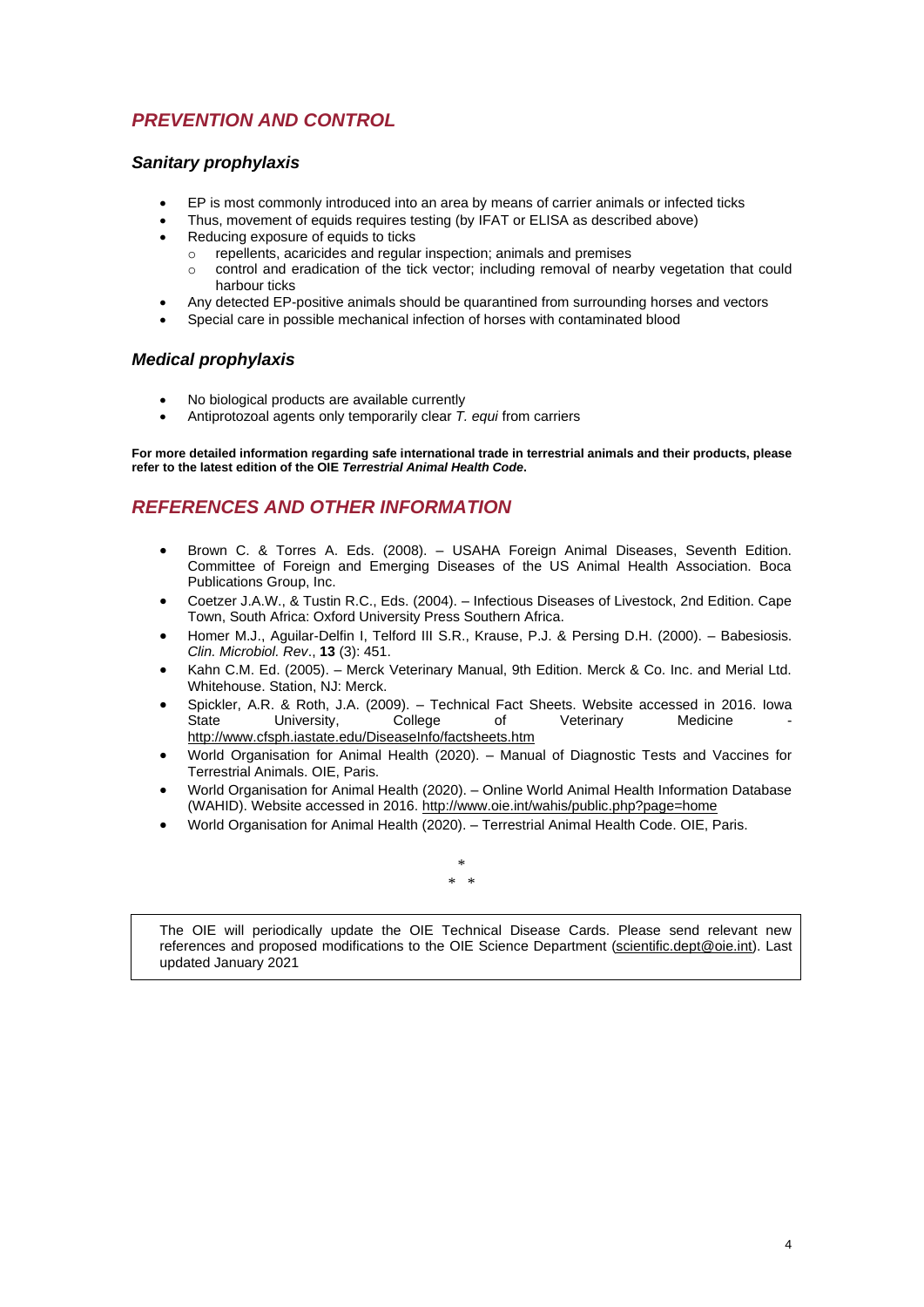## PREVENTION AND CONTROL

### Sanitary prophylaxis

- EP is most commonly introduced into an area by means of carrier animals or infected ticks
- Thus, movement of equids requires testing (by IFAT or ELISA as described above)
- Reducing exposure of equids to ticks
  - repellents, acaricides and regular inspection; animals and premises
  - control and eradication of the tick vector; including removal of nearby vegetation that could harbour ticks
- Any detected EP-positive animals should be quarantined from surrounding horses and vectors
- Special care in possible mechanical infection of horses with contaminated blood

### Medical prophylaxis

- No biological products are available currently
- Antiprotozoal agents only temporarily clear *T. equi* from carriers

**For more detailed information regarding safe international trade in terrestrial animals and their products, please refer to the latest edition of the OIE *Terrestrial Animal Health Code*.**

## REFERENCES AND OTHER INFORMATION

- Brown C. & Torres A. Eds. (2008). – USAHA Foreign Animal Diseases, Seventh Edition. Committee of Foreign and Emerging Diseases of the US Animal Health Association. Boca Publications Group, Inc.
- Coetzer J.A.W., & Tustin R.C., Eds. (2004). – Infectious Diseases of Livestock, 2nd Edition. Cape Town, South Africa: Oxford University Press Southern Africa.
- Homer M.J., Aguilar-Delfin I, Telford III S.R., Krause, P.J. & Persing D.H. (2000). – Babesiosis. *Clin. Microbiol. Rev*., **13** (3): 451.
- Kahn C.M. Ed. (2005). – Merck Veterinary Manual, 9th Edition. Merck & Co. Inc. and Merial Ltd. Whitehouse. Station, NJ: Merck.
- Spickler, A.R. & Roth, J.A. (2009). – Technical Fact Sheets. Website accessed in 2016. Iowa State University, College of Veterinary Medicine - http://www.cfsph.iastate.edu/DiseaseInfo/factsheets.htm
- World Organisation for Animal Health (2020). – Manual of Diagnostic Tests and Vaccines for Terrestrial Animals. OIE, Paris.
- World Organisation for Animal Health (2020). – Online World Animal Health Information Database (WAHID). Website accessed in 2016. http://www.oie.int/wahis/public.php?page=home
- World Organisation for Animal Health (2020). – Terrestrial Animal Health Code. OIE, Paris.

\*

\* \*

The OIE will periodically update the OIE Technical Disease Cards. Please send relevant new references and proposed modifications to the OIE Science Department (scientific.dept@oie.int). Last updated January 2021